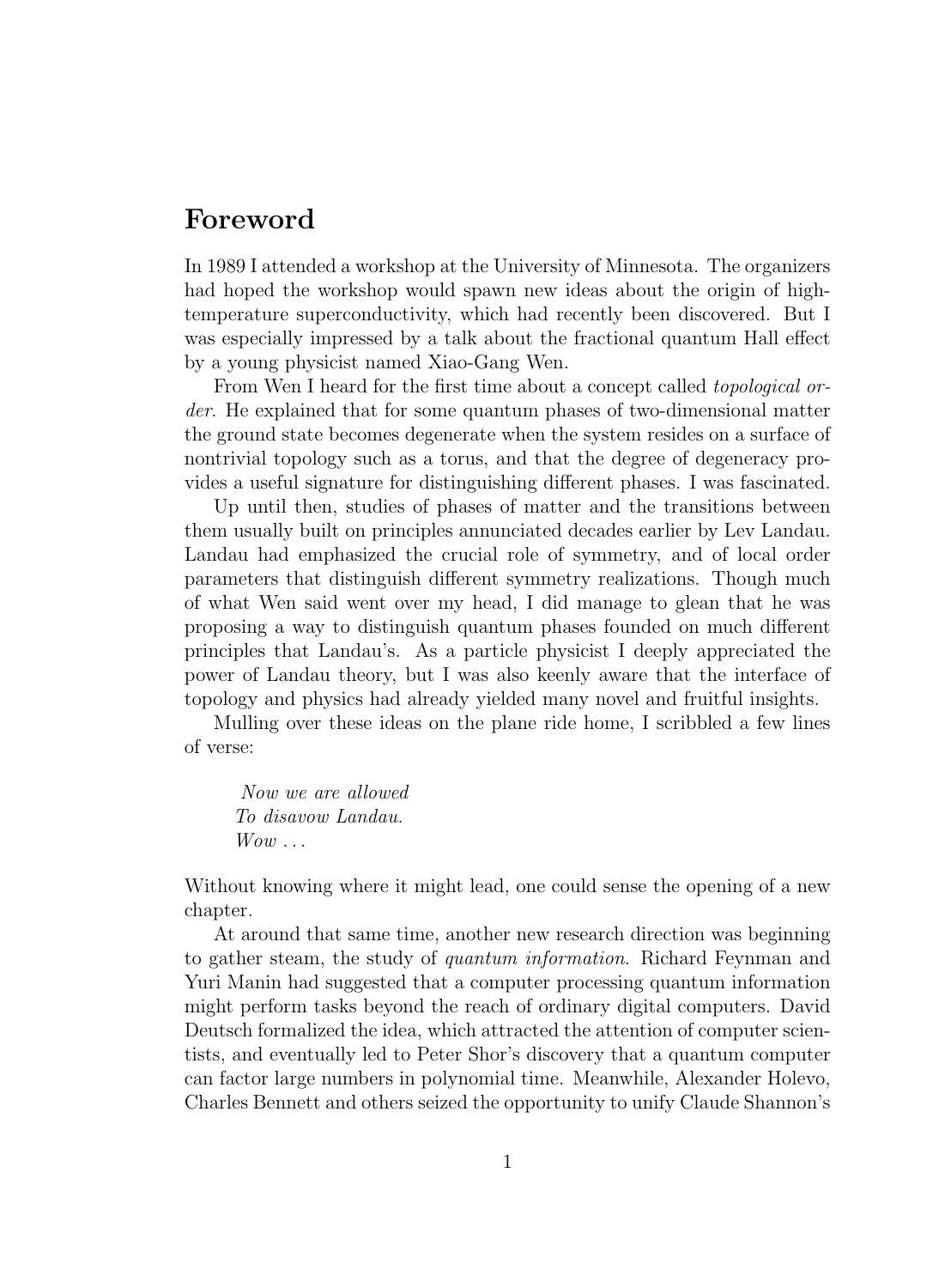# Foreword

In 1989 I attended a workshop at the University of Minnesota. The organizers had hoped the workshop would spawn new ideas about the origin of high-temperature superconductivity, which had recently been discovered. But I was especially impressed by a talk about the fractional quantum Hall effect by a young physicist named Xiao-Gang Wen.

From Wen I heard for the first time about a concept called *topological order*. He explained that for some quantum phases of two-dimensional matter the ground state becomes degenerate when the system resides on a surface of nontrivial topology such as a torus, and that the degree of degeneracy provides a useful signature for distinguishing different phases. I was fascinated.

Up until then, studies of phases of matter and the transitions between them usually built on principles annunciated decades earlier by Lev Landau. Landau had emphasized the crucial role of symmetry, and of local order parameters that distinguish different symmetry realizations. Though much of what Wen said went over my head, I did manage to glean that he was proposing a way to distinguish quantum phases founded on much different principles that Landau's. As a particle physicist I deeply appreciated the power of Landau theory, but I was also keenly aware that the interface of topology and physics had already yielded many novel and fruitful insights.

Mulling over these ideas on the plane ride home, I scribbled a few lines of verse:

> *Now we are allowed*
> *To disavow Landau.*
> *Wow . . .*

Without knowing where it might lead, one could sense the opening of a new chapter.

At around that same time, another new research direction was beginning to gather steam, the study of *quantum information*. Richard Feynman and Yuri Manin had suggested that a computer processing quantum information might perform tasks beyond the reach of ordinary digital computers. David Deutsch formalized the idea, which attracted the attention of computer scientists, and eventually led to Peter Shor's discovery that a quantum computer can factor large numbers in polynomial time. Meanwhile, Alexander Holevo, Charles Bennett and others seized the opportunity to unify Claude Shannon's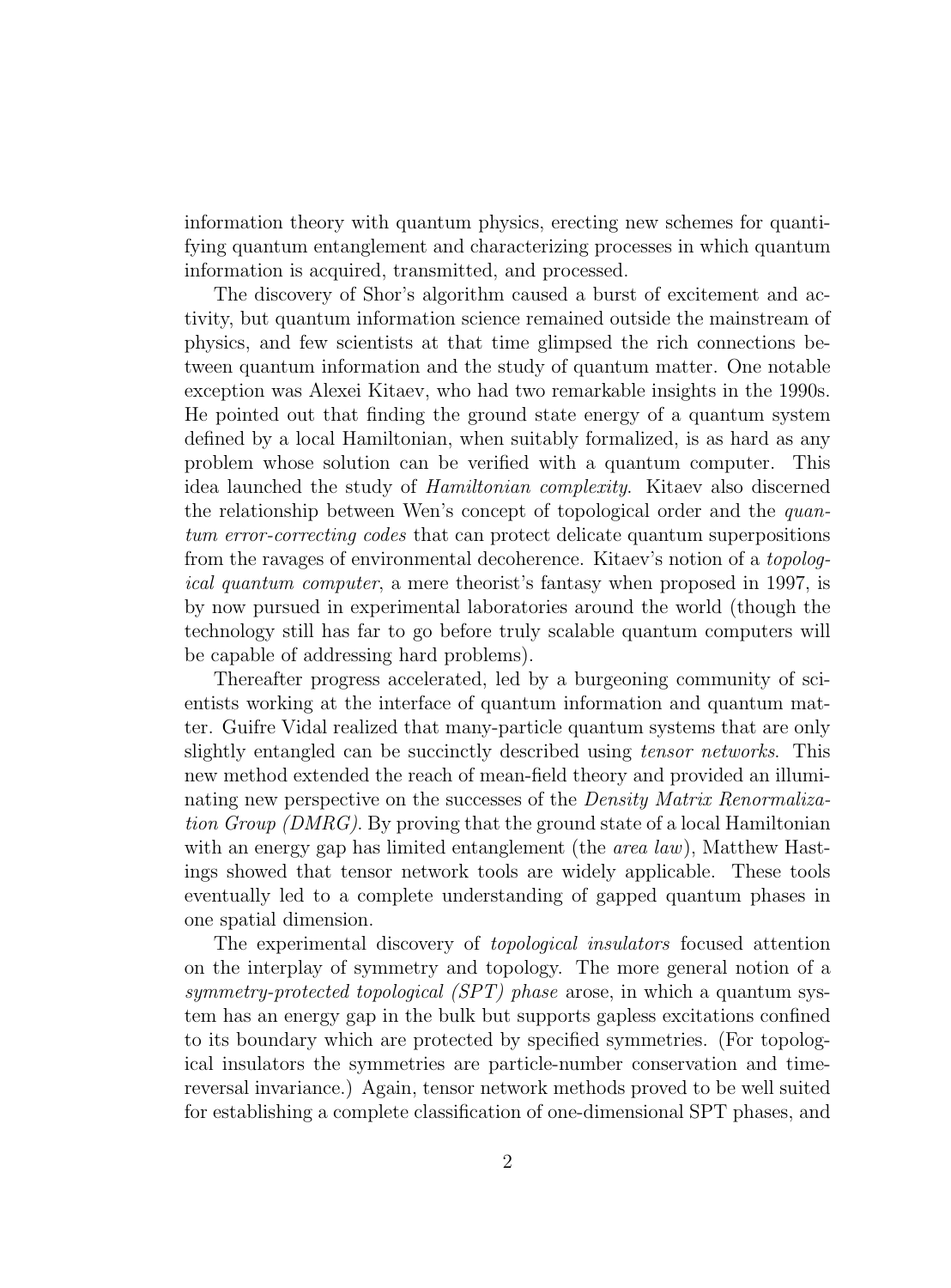information theory with quantum physics, erecting new schemes for quantifying quantum entanglement and characterizing processes in which quantum information is acquired, transmitted, and processed.

The discovery of Shor's algorithm caused a burst of excitement and activity, but quantum information science remained outside the mainstream of physics, and few scientists at that time glimpsed the rich connections between quantum information and the study of quantum matter. One notable exception was Alexei Kitaev, who had two remarkable insights in the 1990s. He pointed out that finding the ground state energy of a quantum system defined by a local Hamiltonian, when suitably formalized, is as hard as any problem whose solution can be verified with a quantum computer. This idea launched the study of *Hamiltonian complexity*. Kitaev also discerned the relationship between Wen's concept of topological order and the *quantum error-correcting codes* that can protect delicate quantum superpositions from the ravages of environmental decoherence. Kitaev's notion of a *topological quantum computer*, a mere theorist's fantasy when proposed in 1997, is by now pursued in experimental laboratories around the world (though the technology still has far to go before truly scalable quantum computers will be capable of addressing hard problems).

Thereafter progress accelerated, led by a burgeoning community of scientists working at the interface of quantum information and quantum matter. Guifre Vidal realized that many-particle quantum systems that are only slightly entangled can be succinctly described using *tensor networks*. This new method extended the reach of mean-field theory and provided an illuminating new perspective on the successes of the *Density Matrix Renormalization Group (DMRG)*. By proving that the ground state of a local Hamiltonian with an energy gap has limited entanglement (the *area law*), Matthew Hastings showed that tensor network tools are widely applicable. These tools eventually led to a complete understanding of gapped quantum phases in one spatial dimension.

The experimental discovery of *topological insulators* focused attention on the interplay of symmetry and topology. The more general notion of a *symmetry-protected topological (SPT) phase* arose, in which a quantum system has an energy gap in the bulk but supports gapless excitations confined to its boundary which are protected by specified symmetries. (For topological insulators the symmetries are particle-number conservation and time-reversal invariance.) Again, tensor network methods proved to be well suited for establishing a complete classification of one-dimensional SPT phases, and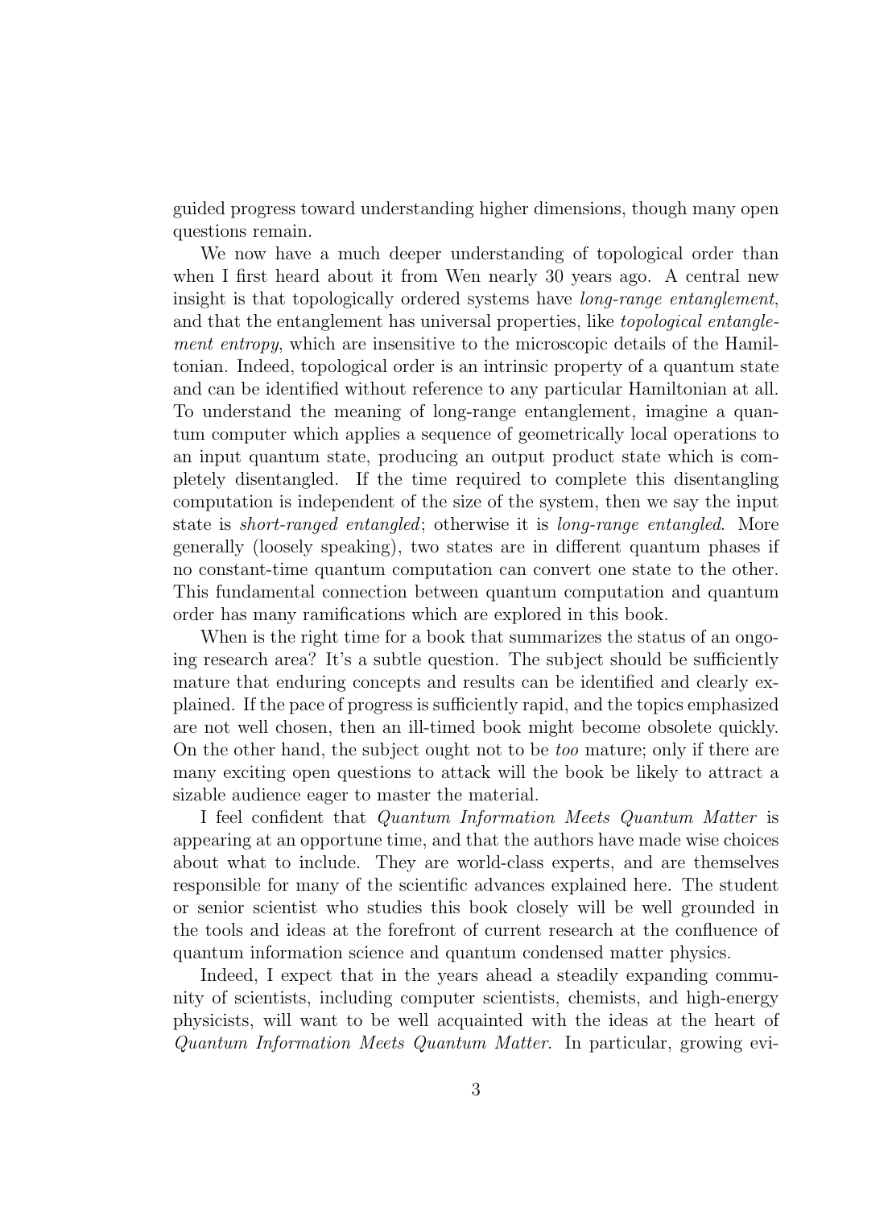guided progress toward understanding higher dimensions, though many open questions remain.

We now have a much deeper understanding of topological order than when I first heard about it from Wen nearly 30 years ago. A central new insight is that topologically ordered systems have *long-range entanglement*, and that the entanglement has universal properties, like *topological entanglement entropy*, which are insensitive to the microscopic details of the Hamiltonian. Indeed, topological order is an intrinsic property of a quantum state and can be identified without reference to any particular Hamiltonian at all. To understand the meaning of long-range entanglement, imagine a quantum computer which applies a sequence of geometrically local operations to an input quantum state, producing an output product state which is completely disentangled. If the time required to complete this disentangling computation is independent of the size of the system, then we say the input state is *short-ranged entangled*; otherwise it is *long-range entangled*. More generally (loosely speaking), two states are in different quantum phases if no constant-time quantum computation can convert one state to the other. This fundamental connection between quantum computation and quantum order has many ramifications which are explored in this book.

When is the right time for a book that summarizes the status of an ongoing research area? It's a subtle question. The subject should be sufficiently mature that enduring concepts and results can be identified and clearly explained. If the pace of progress is sufficiently rapid, and the topics emphasized are not well chosen, then an ill-timed book might become obsolete quickly. On the other hand, the subject ought not to be *too* mature; only if there are many exciting open questions to attack will the book be likely to attract a sizable audience eager to master the material.

I feel confident that *Quantum Information Meets Quantum Matter* is appearing at an opportune time, and that the authors have made wise choices about what to include. They are world-class experts, and are themselves responsible for many of the scientific advances explained here. The student or senior scientist who studies this book closely will be well grounded in the tools and ideas at the forefront of current research at the confluence of quantum information science and quantum condensed matter physics.

Indeed, I expect that in the years ahead a steadily expanding community of scientists, including computer scientists, chemists, and high-energy physicists, will want to be well acquainted with the ideas at the heart of *Quantum Information Meets Quantum Matter*. In particular, growing evi-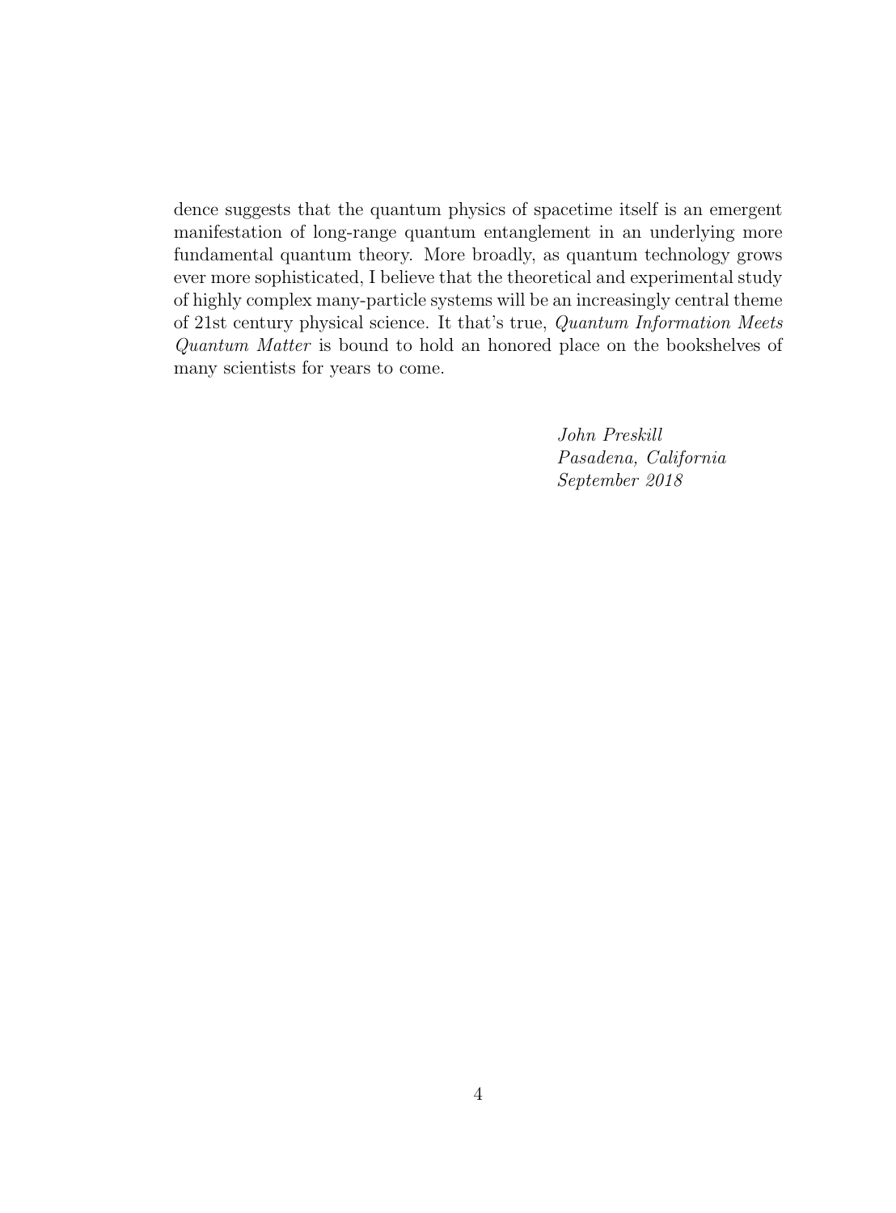dence suggests that the quantum physics of spacetime itself is an emergent manifestation of long-range quantum entanglement in an underlying more fundamental quantum theory. More broadly, as quantum technology grows ever more sophisticated, I believe that the theoretical and experimental study of highly complex many-particle systems will be an increasingly central theme of 21st century physical science. It that's true, *Quantum Information Meets Quantum Matter* is bound to hold an honored place on the bookshelves of many scientists for years to come.

*John Preskill*
*Pasadena, California*
*September 2018*